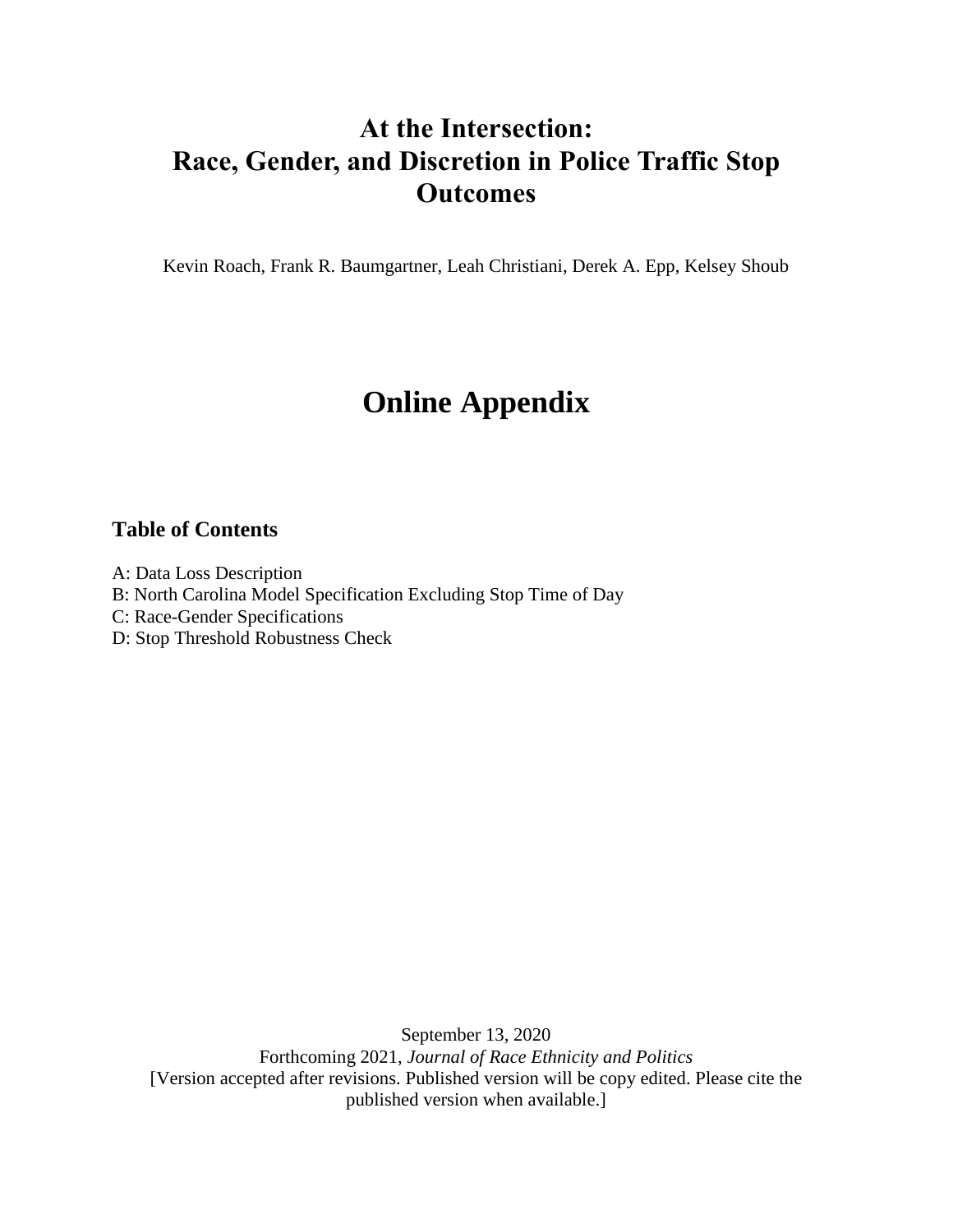# At the Intersection:
# Race, Gender, and Discretion in Police Traffic Stop Outcomes

Kevin Roach, Frank R. Baumgartner, Leah Christiani, Derek A. Epp, Kelsey Shoub

# Online Appendix

### Table of Contents

A: Data Loss Description
B: North Carolina Model Specification Excluding Stop Time of Day
C: Race-Gender Specifications
D: Stop Threshold Robustness Check

September 13, 2020
Forthcoming 2021, *Journal of Race Ethnicity and Politics*
[Version accepted after revisions. Published version will be copy edited. Please cite the published version when available.]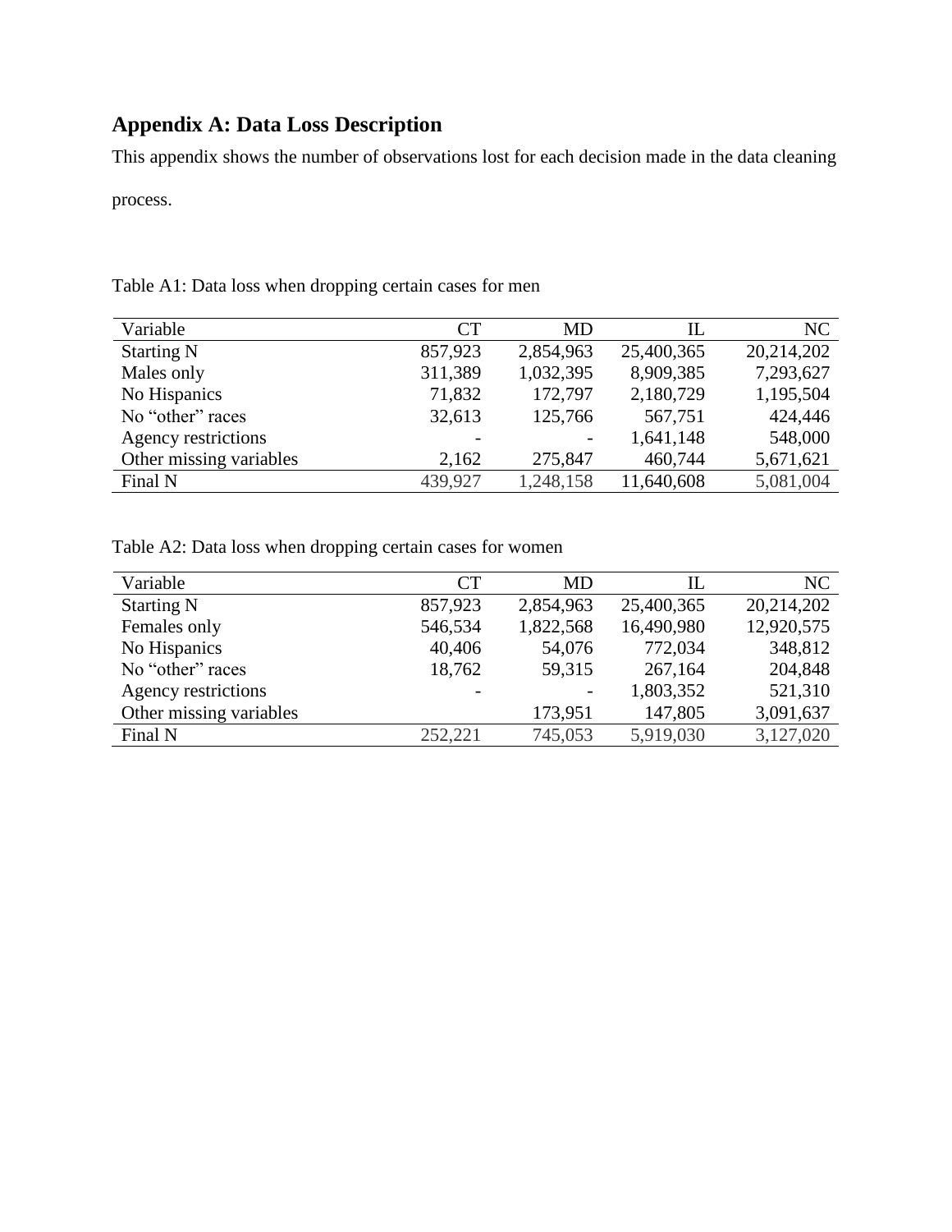## Appendix A: Data Loss Description

This appendix shows the number of observations lost for each decision made in the data cleaning process.

Table A1: Data loss when dropping certain cases for men

| Variable | CT | MD | IL | NC |
|---|---:|---:|---:|---:|
| Starting N | 857,923 | 2,854,963 | 25,400,365 | 20,214,202 |
| Males only | 311,389 | 1,032,395 | 8,909,385 | 7,293,627 |
| No Hispanics | 71,832 | 172,797 | 2,180,729 | 1,195,504 |
| No “other” races | 32,613 | 125,766 | 567,751 | 424,446 |
| Agency restrictions | - | - | 1,641,148 | 548,000 |
| Other missing variables | 2,162 | 275,847 | 460,744 | 5,671,621 |
| Final N | 439,927 | 1,248,158 | 11,640,608 | 5,081,004 |

Table A2: Data loss when dropping certain cases for women

| Variable | CT | MD | IL | NC |
|---|---:|---:|---:|---:|
| Starting N | 857,923 | 2,854,963 | 25,400,365 | 20,214,202 |
| Females only | 546,534 | 1,822,568 | 16,490,980 | 12,920,575 |
| No Hispanics | 40,406 | 54,076 | 772,034 | 348,812 |
| No “other” races | 18,762 | 59,315 | 267,164 | 204,848 |
| Agency restrictions | - | - | 1,803,352 | 521,310 |
| Other missing variables | | 173,951 | 147,805 | 3,091,637 |
| Final N | 252,221 | 745,053 | 5,919,030 | 3,127,020 |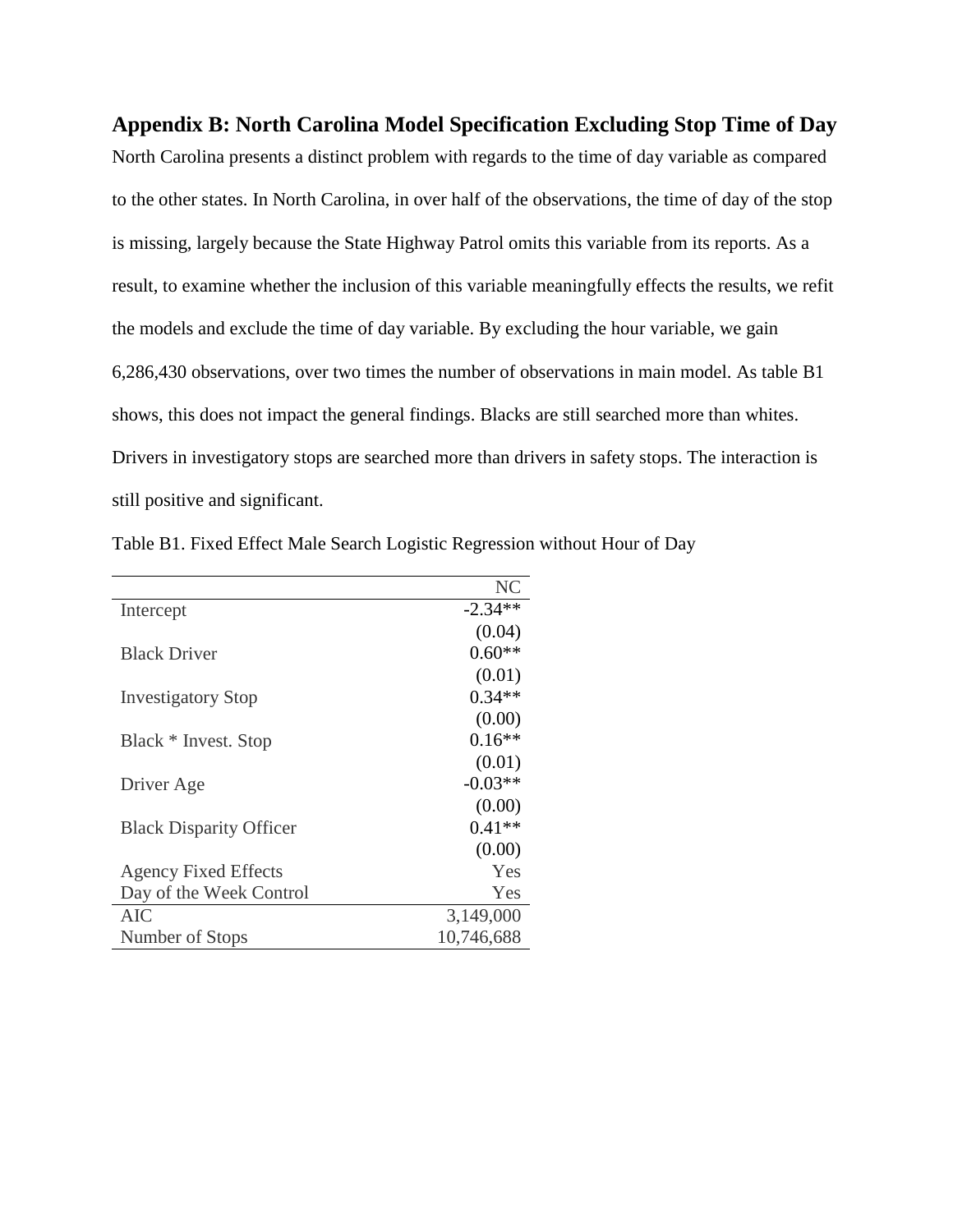## Appendix B: North Carolina Model Specification Excluding Stop Time of Day

North Carolina presents a distinct problem with regards to the time of day variable as compared to the other states. In North Carolina, in over half of the observations, the time of day of the stop is missing, largely because the State Highway Patrol omits this variable from its reports. As a result, to examine whether the inclusion of this variable meaningfully effects the results, we refit the models and exclude the time of day variable. By excluding the hour variable, we gain 6,286,430 observations, over two times the number of observations in main model. As table B1 shows, this does not impact the general findings. Blacks are still searched more than whites. Drivers in investigatory stops are searched more than drivers in safety stops. The interaction is still positive and significant.

Table B1. Fixed Effect Male Search Logistic Regression without Hour of Day

| | NC |
|---|---|
| Intercept | -2.34** |
| | (0.04) |
| Black Driver | 0.60** |
| | (0.01) |
| Investigatory Stop | 0.34** |
| | (0.00) |
| Black * Invest. Stop | 0.16** |
| | (0.01) |
| Driver Age | -0.03** |
| | (0.00) |
| Black Disparity Officer | 0.41** |
| | (0.00) |
| Agency Fixed Effects | Yes |
| Day of the Week Control | Yes |
| AIC | 3,149,000 |
| Number of Stops | 10,746,688 |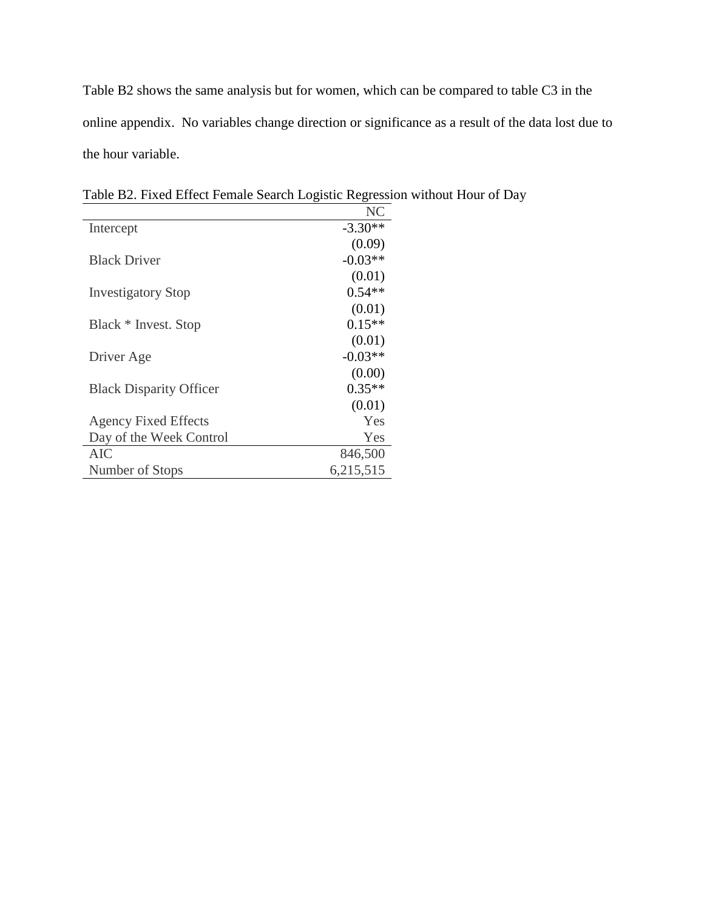Table B2 shows the same analysis but for women, which can be compared to table C3 in the online appendix. No variables change direction or significance as a result of the data lost due to the hour variable.

Table B2. Fixed Effect Female Search Logistic Regression without Hour of Day

| | NC |
|---|---|
| Intercept | -3.30** |
| | (0.09) |
| Black Driver | -0.03** |
| | (0.01) |
| Investigatory Stop | 0.54** |
| | (0.01) |
| Black * Invest. Stop | 0.15** |
| | (0.01) |
| Driver Age | -0.03** |
| | (0.00) |
| Black Disparity Officer | 0.35** |
| | (0.01) |
| Agency Fixed Effects | Yes |
| Day of the Week Control | Yes |
| AIC | 846,500 |
| Number of Stops | 6,215,515 |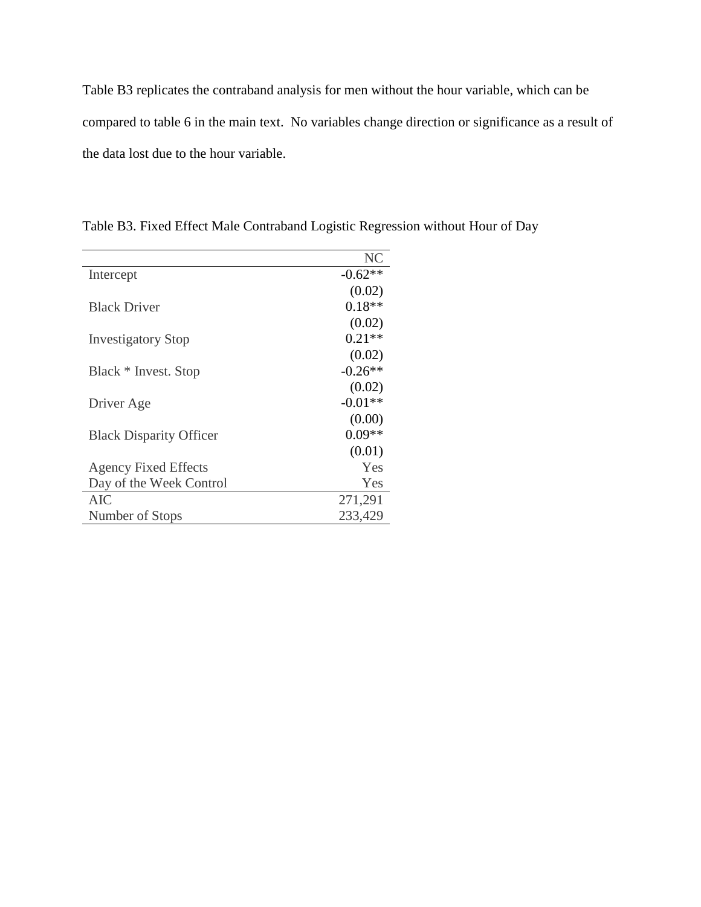Table B3 replicates the contraband analysis for men without the hour variable, which can be compared to table 6 in the main text. No variables change direction or significance as a result of the data lost due to the hour variable.

Table B3. Fixed Effect Male Contraband Logistic Regression without Hour of Day

| | NC |
|---|---|
| Intercept | -0.62** |
| | (0.02) |
| Black Driver | 0.18** |
| | (0.02) |
| Investigatory Stop | 0.21** |
| | (0.02) |
| Black * Invest. Stop | -0.26** |
| | (0.02) |
| Driver Age | -0.01** |
| | (0.00) |
| Black Disparity Officer | 0.09** |
| | (0.01) |
| Agency Fixed Effects | Yes |
| Day of the Week Control | Yes |
| AIC | 271,291 |
| Number of Stops | 233,429 |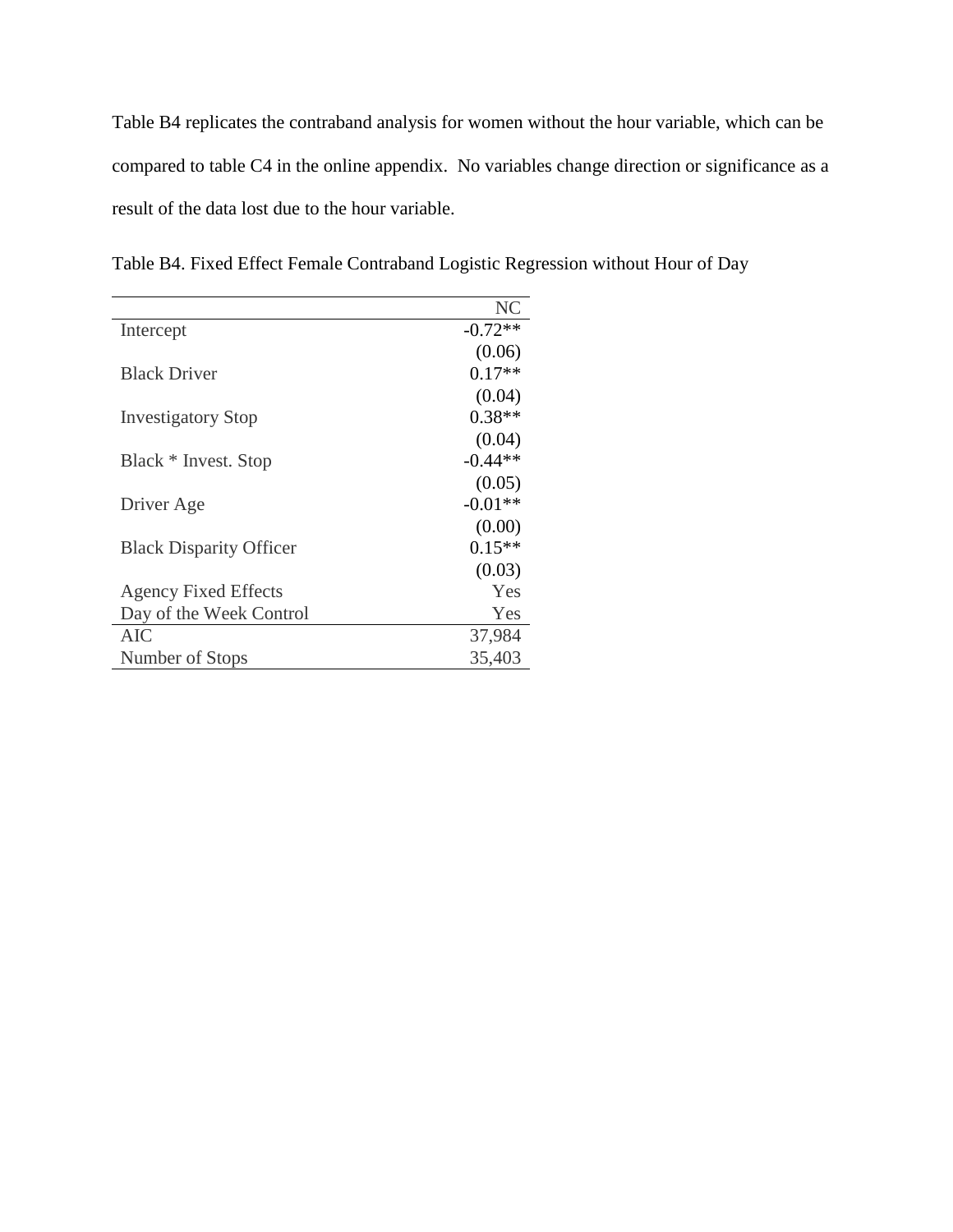Table B4 replicates the contraband analysis for women without the hour variable, which can be compared to table C4 in the online appendix. No variables change direction or significance as a result of the data lost due to the hour variable.

Table B4. Fixed Effect Female Contraband Logistic Regression without Hour of Day

| | NC |
|---|---|
| Intercept | -0.72** |
| | (0.06) |
| Black Driver | 0.17** |
| | (0.04) |
| Investigatory Stop | 0.38** |
| | (0.04) |
| Black * Invest. Stop | -0.44** |
| | (0.05) |
| Driver Age | -0.01** |
| | (0.00) |
| Black Disparity Officer | 0.15** |
| | (0.03) |
| Agency Fixed Effects | Yes |
| Day of the Week Control | Yes |
| AIC | 37,984 |
| Number of Stops | 35,403 |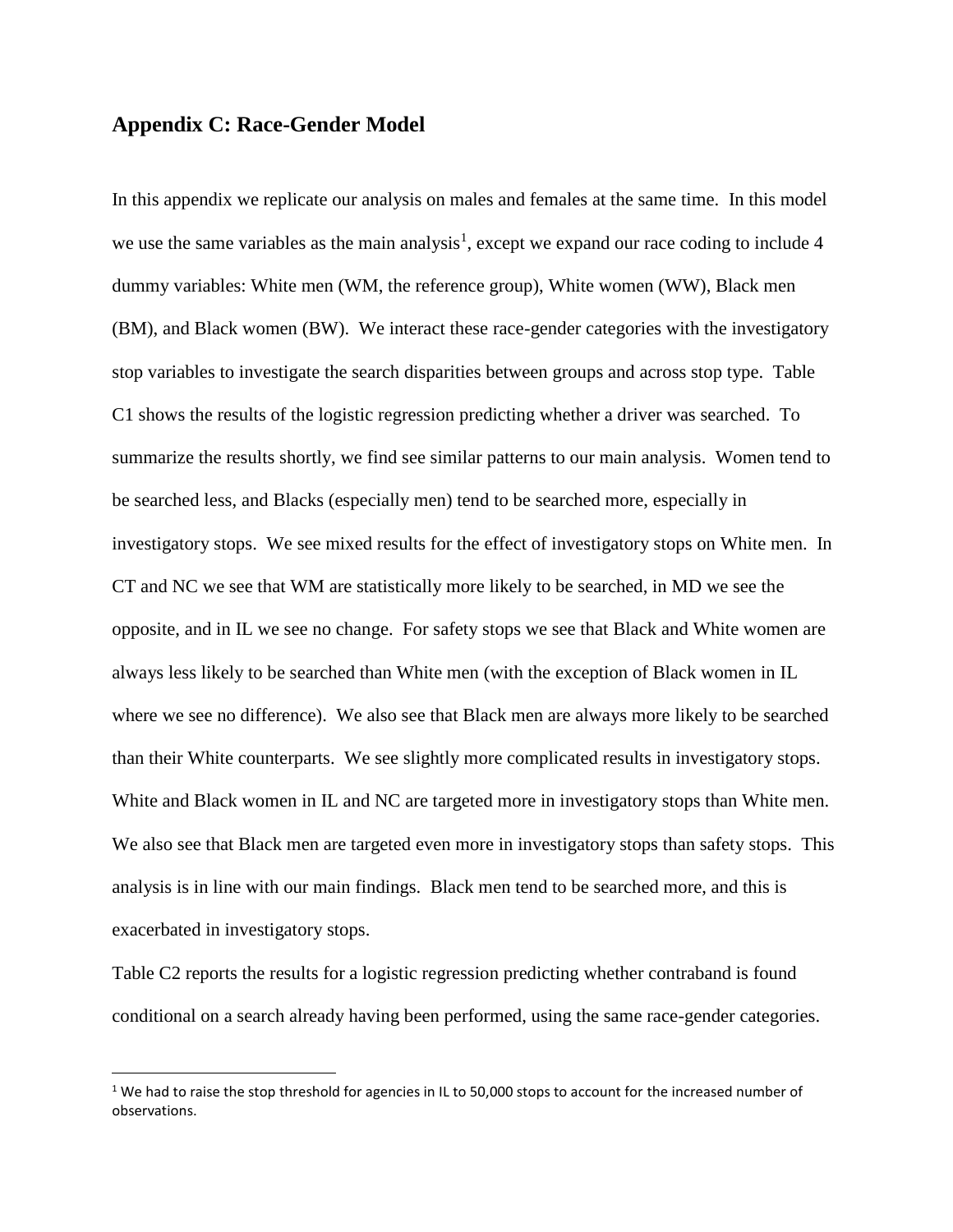## Appendix C: Race-Gender Model

In this appendix we replicate our analysis on males and females at the same time. In this model we use the same variables as the main analysis[1], except we expand our race coding to include 4 dummy variables: White men (WM, the reference group), White women (WW), Black men (BM), and Black women (BW). We interact these race-gender categories with the investigatory stop variables to investigate the search disparities between groups and across stop type. Table C1 shows the results of the logistic regression predicting whether a driver was searched. To summarize the results shortly, we find see similar patterns to our main analysis. Women tend to be searched less, and Blacks (especially men) tend to be searched more, especially in investigatory stops. We see mixed results for the effect of investigatory stops on White men. In CT and NC we see that WM are statistically more likely to be searched, in MD we see the opposite, and in IL we see no change. For safety stops we see that Black and White women are always less likely to be searched than White men (with the exception of Black women in IL where we see no difference). We also see that Black men are always more likely to be searched than their White counterparts. We see slightly more complicated results in investigatory stops. White and Black women in IL and NC are targeted more in investigatory stops than White men. We also see that Black men are targeted even more in investigatory stops than safety stops. This analysis is in line with our main findings. Black men tend to be searched more, and this is exacerbated in investigatory stops.

Table C2 reports the results for a logistic regression predicting whether contraband is found conditional on a search already having been performed, using the same race-gender categories.

---

[1] We had to raise the stop threshold for agencies in IL to 50,000 stops to account for the increased number of observations.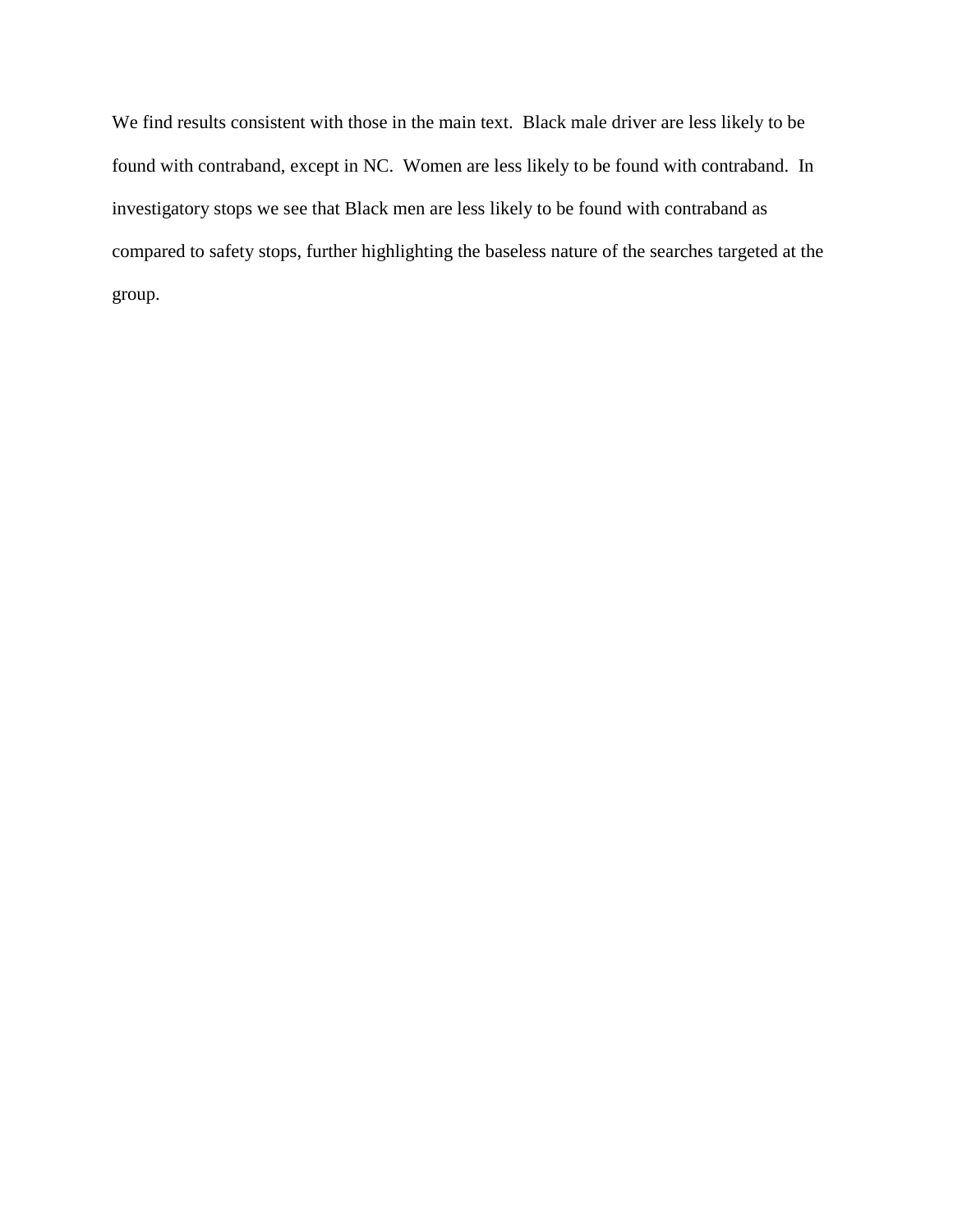We find results consistent with those in the main text. Black male driver are less likely to be found with contraband, except in NC. Women are less likely to be found with contraband. In investigatory stops we see that Black men are less likely to be found with contraband as compared to safety stops, further highlighting the baseless nature of the searches targeted at the group.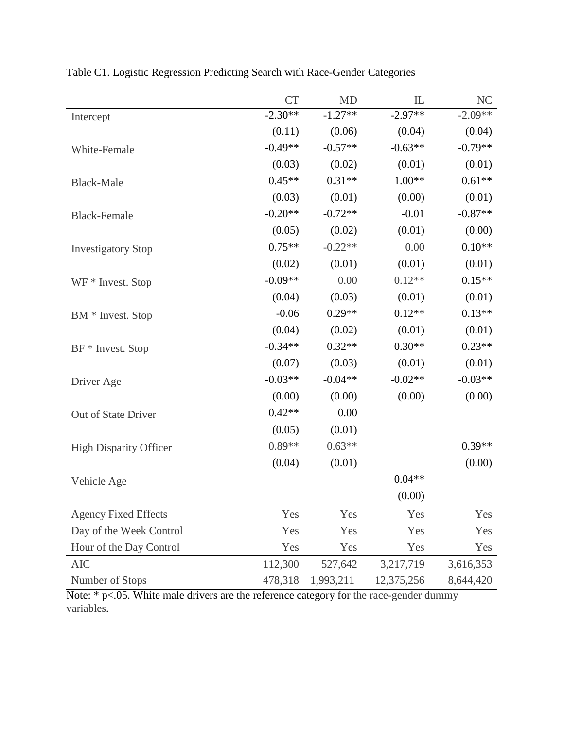Table C1. Logistic Regression Predicting Search with Race-Gender Categories

| | CT | MD | IL | NC |
|---|---|---|---|---|
| Intercept | -2.30** | -1.27** | -2.97** | -2.09** |
| | (0.11) | (0.06) | (0.04) | (0.04) |
| White-Female | -0.49** | -0.57** | -0.63** | -0.79** |
| | (0.03) | (0.02) | (0.01) | (0.01) |
| Black-Male | 0.45** | 0.31** | 1.00** | 0.61** |
| | (0.03) | (0.01) | (0.00) | (0.01) |
| Black-Female | -0.20** | -0.72** | -0.01 | -0.87** |
| | (0.05) | (0.02) | (0.01) | (0.00) |
| Investigatory Stop | 0.75** | -0.22** | 0.00 | 0.10** |
| | (0.02) | (0.01) | (0.01) | (0.01) |
| WF * Invest. Stop | -0.09** | 0.00 | 0.12** | 0.15** |
| | (0.04) | (0.03) | (0.01) | (0.01) |
| BM * Invest. Stop | -0.06 | 0.29** | 0.12** | 0.13** |
| | (0.04) | (0.02) | (0.01) | (0.01) |
| BF * Invest. Stop | -0.34** | 0.32** | 0.30** | 0.23** |
| | (0.07) | (0.03) | (0.01) | (0.01) |
| Driver Age | -0.03** | -0.04** | -0.02** | -0.03** |
| | (0.00) | (0.00) | (0.00) | (0.00) |
| Out of State Driver | 0.42** | 0.00 | | |
| | (0.05) | (0.01) | | |
| High Disparity Officer | 0.89** | 0.63** | | 0.39** |
| | (0.04) | (0.01) | | (0.00) |
| Vehicle Age | | | 0.04** | |
| | | | (0.00) | |
| Agency Fixed Effects | Yes | Yes | Yes | Yes |
| Day of the Week Control | Yes | Yes | Yes | Yes |
| Hour of the Day Control | Yes | Yes | Yes | Yes |
| AIC | 112,300 | 527,642 | 3,217,719 | 3,616,353 |
| Number of Stops | 478,318 | 1,993,211 | 12,375,256 | 8,644,420 |

Note: * $p<.05$. White male drivers are the reference category for the race-gender dummy variables.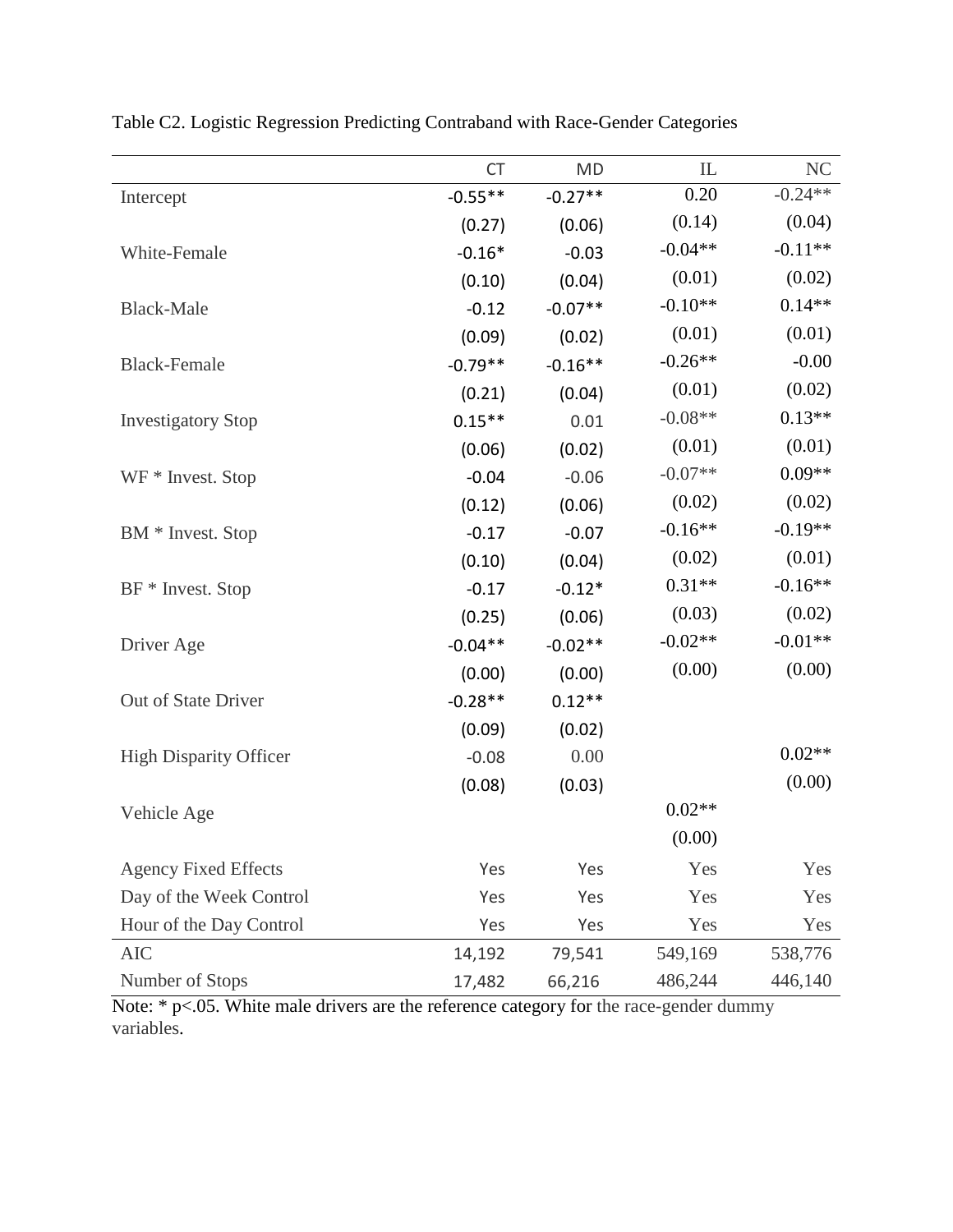Table C2. Logistic Regression Predicting Contraband with Race-Gender Categories

| | CT | MD | IL | NC |
|---|---|---|---|---|
| Intercept | -0.55** | -0.27** | 0.20 | -0.24** |
| | (0.27) | (0.06) | (0.14) | (0.04) |
| White-Female | -0.16* | -0.03 | -0.04** | -0.11** |
| | (0.10) | (0.04) | (0.01) | (0.02) |
| Black-Male | -0.12 | -0.07** | -0.10** | 0.14** |
| | (0.09) | (0.02) | (0.01) | (0.01) |
| Black-Female | -0.79** | -0.16** | -0.26** | -0.00 |
| | (0.21) | (0.04) | (0.01) | (0.02) |
| Investigatory Stop | 0.15** | 0.01 | -0.08** | 0.13** |
| | (0.06) | (0.02) | (0.01) | (0.01) |
| WF * Invest. Stop | -0.04 | -0.06 | -0.07** | 0.09** |
| | (0.12) | (0.06) | (0.02) | (0.02) |
| BM * Invest. Stop | -0.17 | -0.07 | -0.16** | -0.19** |
| | (0.10) | (0.04) | (0.02) | (0.01) |
| BF * Invest. Stop | -0.17 | -0.12* | 0.31** | -0.16** |
| | (0.25) | (0.06) | (0.03) | (0.02) |
| Driver Age | -0.04** | -0.02** | -0.02** | -0.01** |
| | (0.00) | (0.00) | (0.00) | (0.00) |
| Out of State Driver | -0.28** | 0.12** | | |
| | (0.09) | (0.02) | | |
| High Disparity Officer | -0.08 | 0.00 | | 0.02** |
| | (0.08) | (0.03) | | (0.00) |
| Vehicle Age | | | 0.02** | |
| | | | (0.00) | |
| Agency Fixed Effects | Yes | Yes | Yes | Yes |
| Day of the Week Control | Yes | Yes | Yes | Yes |
| Hour of the Day Control | Yes | Yes | Yes | Yes |
| AIC | 14,192 | 79,541 | 549,169 | 538,776 |
| Number of Stops | 17,482 | 66,216 | 486,244 | 446,140 |

Note: * $p<.05$. White male drivers are the reference category for the race-gender dummy variables.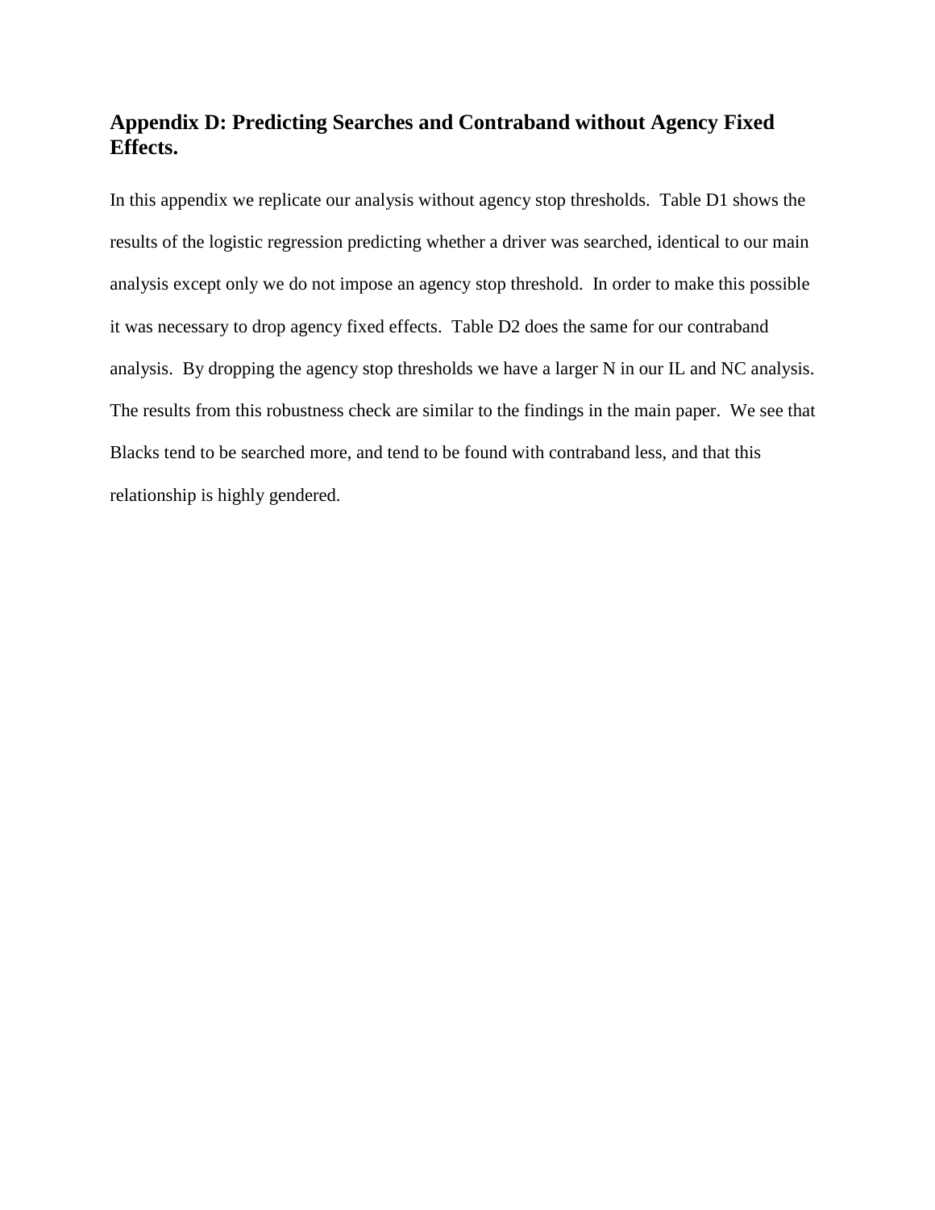## Appendix D: Predicting Searches and Contraband without Agency Fixed Effects.

In this appendix we replicate our analysis without agency stop thresholds. Table D1 shows the results of the logistic regression predicting whether a driver was searched, identical to our main analysis except only we do not impose an agency stop threshold. In order to make this possible it was necessary to drop agency fixed effects. Table D2 does the same for our contraband analysis. By dropping the agency stop thresholds we have a larger N in our IL and NC analysis. The results from this robustness check are similar to the findings in the main paper. We see that Blacks tend to be searched more, and tend to be found with contraband less, and that this relationship is highly gendered.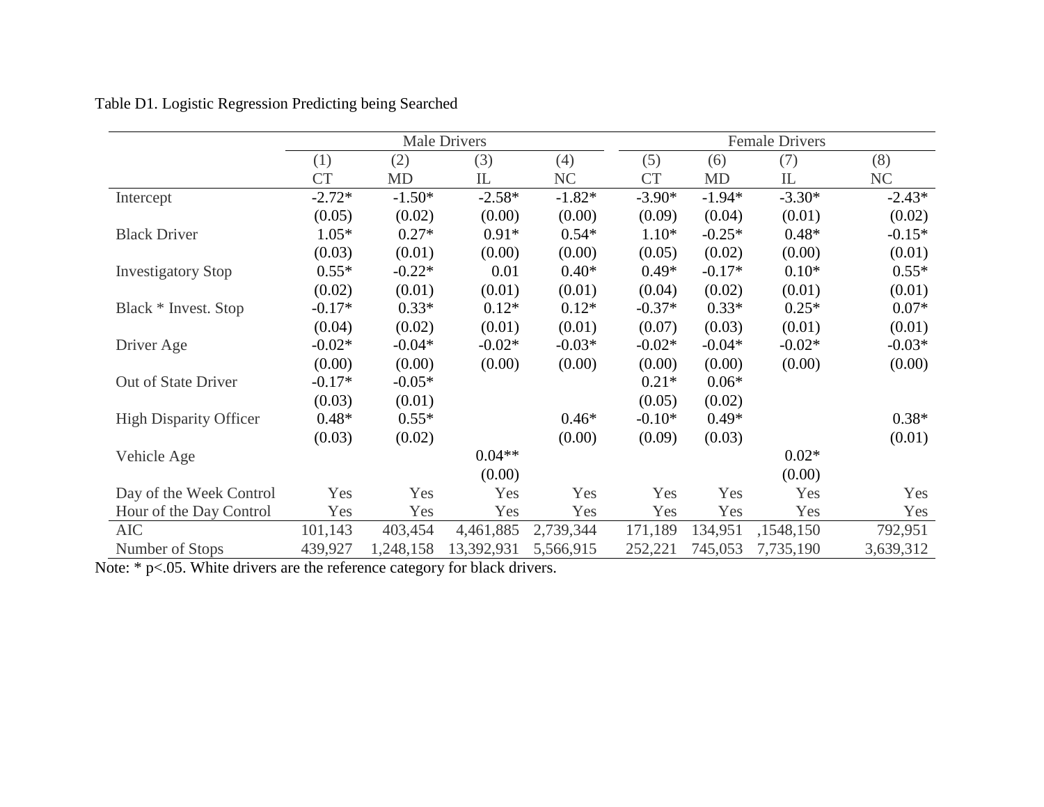Table D1. Logistic Regression Predicting being Searched

| | Male Drivers | | | | Female Drivers | | | |
|---|---|---|---|---|---|---|---|---|
| | (1) | (2) | (3) | (4) | (5) | (6) | (7) | (8) |
| | CT | MD | IL | NC | CT | MD | IL | NC |
| Intercept | -2.72* | -1.50* | -2.58* | -1.82* | -3.90* | -1.94* | -3.30* | -2.43* |
| | (0.05) | (0.02) | (0.00) | (0.00) | (0.09) | (0.04) | (0.01) | (0.02) |
| Black Driver | 1.05* | 0.27* | 0.91* | 0.54* | 1.10* | -0.25* | 0.48* | -0.15* |
| | (0.03) | (0.01) | (0.00) | (0.00) | (0.05) | (0.02) | (0.00) | (0.01) |
| Investigatory Stop | 0.55* | -0.22* | 0.01 | 0.40* | 0.49* | -0.17* | 0.10* | 0.55* |
| | (0.02) | (0.01) | (0.01) | (0.01) | (0.04) | (0.02) | (0.01) | (0.01) |
| Black * Invest. Stop | -0.17* | 0.33* | 0.12* | 0.12* | -0.37* | 0.33* | 0.25* | 0.07* |
| | (0.04) | (0.02) | (0.01) | (0.01) | (0.07) | (0.03) | (0.01) | (0.01) |
| Driver Age | -0.02* | -0.04* | -0.02* | -0.03* | -0.02* | -0.04* | -0.02* | -0.03* |
| | (0.00) | (0.00) | (0.00) | (0.00) | (0.00) | (0.00) | (0.00) | (0.00) |
| Out of State Driver | -0.17* | -0.05* | | | 0.21* | 0.06* | | |
| | (0.03) | (0.01) | | | (0.05) | (0.02) | | |
| High Disparity Officer | 0.48* | 0.55* | | 0.46* | -0.10* | 0.49* | | 0.38* |
| | (0.03) | (0.02) | | (0.00) | (0.09) | (0.03) | | (0.01) |
| Vehicle Age | | | 0.04** | | | | 0.02* | |
| | | | (0.00) | | | | (0.00) | |
| Day of the Week Control | Yes | Yes | Yes | Yes | Yes | Yes | Yes | Yes |
| Hour of the Day Control | Yes | Yes | Yes | Yes | Yes | Yes | Yes | Yes |
| AIC | 101,143 | 403,454 | 4,461,885 | 2,739,344 | 171,189 | 134,951 | ,1548,150 | 792,951 |
| Number of Stops | 439,927 | 1,248,158 | 13,392,931 | 5,566,915 | 252,221 | 745,053 | 7,735,190 | 3,639,312 |

Note: * p<.05. White drivers are the reference category for black drivers.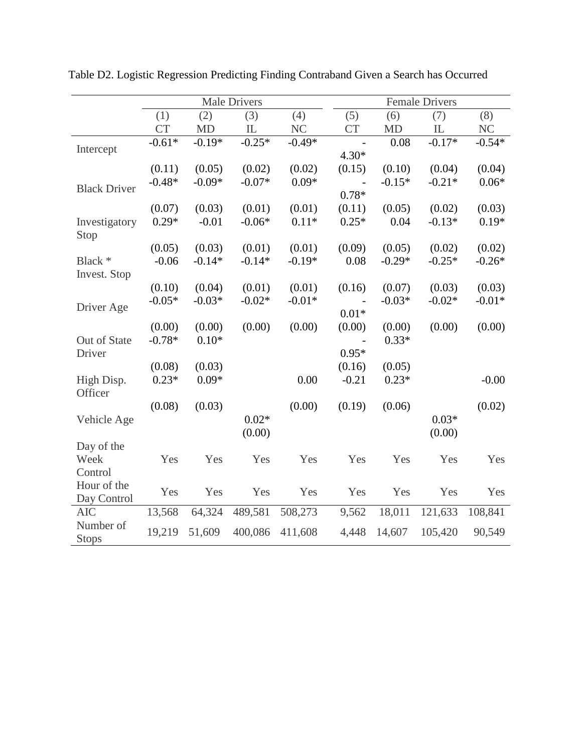Table D2. Logistic Regression Predicting Finding Contraband Given a Search has Occurred

| | Male Drivers | | | | Female Drivers | | | |
|---|---|---|---|---|---|---|---|---|
| | (1) | (2) | (3) | (4) | (5) | (6) | (7) | (8) |
| | CT | MD | IL | NC | CT | MD | IL | NC |
| Intercept | -0.61* | -0.19* | -0.25* | -0.49* | -4.30* | 0.08 | -0.17* | -0.54* |
| | (0.11) | (0.05) | (0.02) | (0.02) | (0.15) | (0.10) | (0.04) | (0.04) |
| Black Driver | -0.48* | -0.09* | -0.07* | 0.09* | -0.78* | -0.15* | -0.21* | 0.06* |
| | (0.07) | (0.03) | (0.01) | (0.01) | (0.11) | (0.05) | (0.02) | (0.03) |
| Investigatory Stop | 0.29* | -0.01 | -0.06* | 0.11* | 0.25* | 0.04 | -0.13* | 0.19* |
| | (0.05) | (0.03) | (0.01) | (0.01) | (0.09) | (0.05) | (0.02) | (0.02) |
| Black * Invest. Stop | -0.06 | -0.14* | -0.14* | -0.19* | 0.08 | -0.29* | -0.25* | -0.26* |
| | (0.10) | (0.04) | (0.01) | (0.01) | (0.16) | (0.07) | (0.03) | (0.03) |
| Driver Age | -0.05* | -0.03* | -0.02* | -0.01* | -0.01* | -0.03* | -0.02* | -0.01* |
| | (0.00) | (0.00) | (0.00) | (0.00) | (0.00) | (0.00) | (0.00) | (0.00) |
| Out of State Driver | -0.78* | 0.10* | | | -0.95* | 0.33* | | |
| | (0.08) | (0.03) | | | (0.16) | (0.05) | | |
| High Disp. Officer | 0.23* | 0.09* | | 0.00 | -0.21 | 0.23* | | -0.00 |
| | (0.08) | (0.03) | | (0.00) | (0.19) | (0.06) | | (0.02) |
| Vehicle Age | | | 0.02* | | | | 0.03* | |
| | | | (0.00) | | | | (0.00) | |
| Day of the Week Control | Yes | Yes | Yes | Yes | Yes | Yes | Yes | Yes |
| Hour of the Day Control | Yes | Yes | Yes | Yes | Yes | Yes | Yes | Yes |
| AIC | 13,568 | 64,324 | 489,581 | 508,273 | 9,562 | 18,011 | 121,633 | 108,841 |
| Number of Stops | 19,219 | 51,609 | 400,086 | 411,608 | 4,448 | 14,607 | 105,420 | 90,549 |